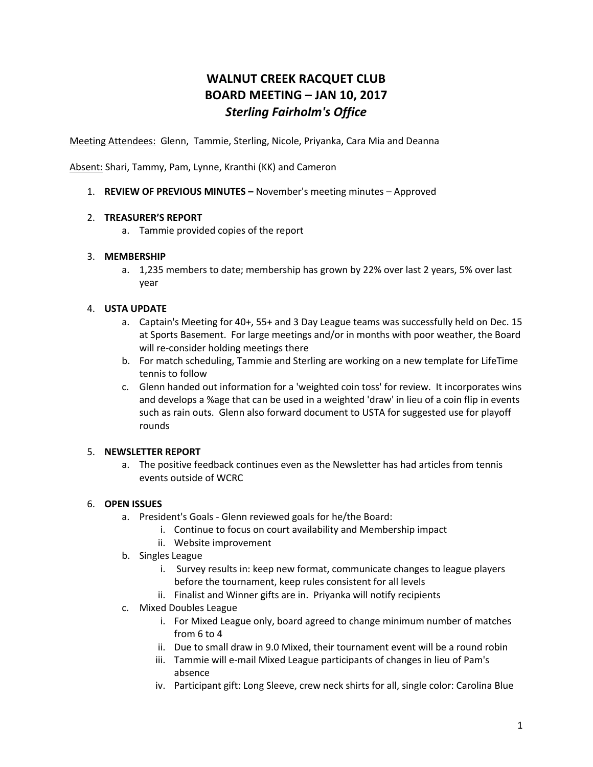# WALNUT CREEK RACQUET CLUB
# BOARD MEETING – JAN 10, 2017
## *Sterling Fairholm's Office*

Meeting Attendees: Glenn, Tammie, Sterling, Nicole, Priyanka, Cara Mia and Deanna

Absent: Shari, Tammy, Pam, Lynne, Kranthi (KK) and Cameron

1. **REVIEW OF PREVIOUS MINUTES –** November's meeting minutes – Approved

2. **TREASURER'S REPORT**
   a. Tammie provided copies of the report

3. **MEMBERSHIP**
   a. 1,235 members to date; membership has grown by 22% over last 2 years, 5% over last year

4. **USTA UPDATE**
   a. Captain's Meeting for 40+, 55+ and 3 Day League teams was successfully held on Dec. 15 at Sports Basement. For large meetings and/or in months with poor weather, the Board will re-consider holding meetings there
   b. For match scheduling, Tammie and Sterling are working on a new template for LifeTime tennis to follow
   c. Glenn handed out information for a 'weighted coin toss' for review. It incorporates wins and develops a %age that can be used in a weighted 'draw' in lieu of a coin flip in events such as rain outs. Glenn also forward document to USTA for suggested use for playoff rounds

5. **NEWSLETTER REPORT**
   a. The positive feedback continues even as the Newsletter has had articles from tennis events outside of WCRC

6. **OPEN ISSUES**
   a. President's Goals - Glenn reviewed goals for he/the Board:
      i. Continue to focus on court availability and Membership impact
      ii. Website improvement
   b. Singles League
      i. Survey results in: keep new format, communicate changes to league players before the tournament, keep rules consistent for all levels
      ii. Finalist and Winner gifts are in. Priyanka will notify recipients
   c. Mixed Doubles League
      i. For Mixed League only, board agreed to change minimum number of matches from 6 to 4
      ii. Due to small draw in 9.0 Mixed, their tournament event will be a round robin
      iii. Tammie will e-mail Mixed League participants of changes in lieu of Pam's absence
      iv. Participant gift: Long Sleeve, crew neck shirts for all, single color: Carolina Blue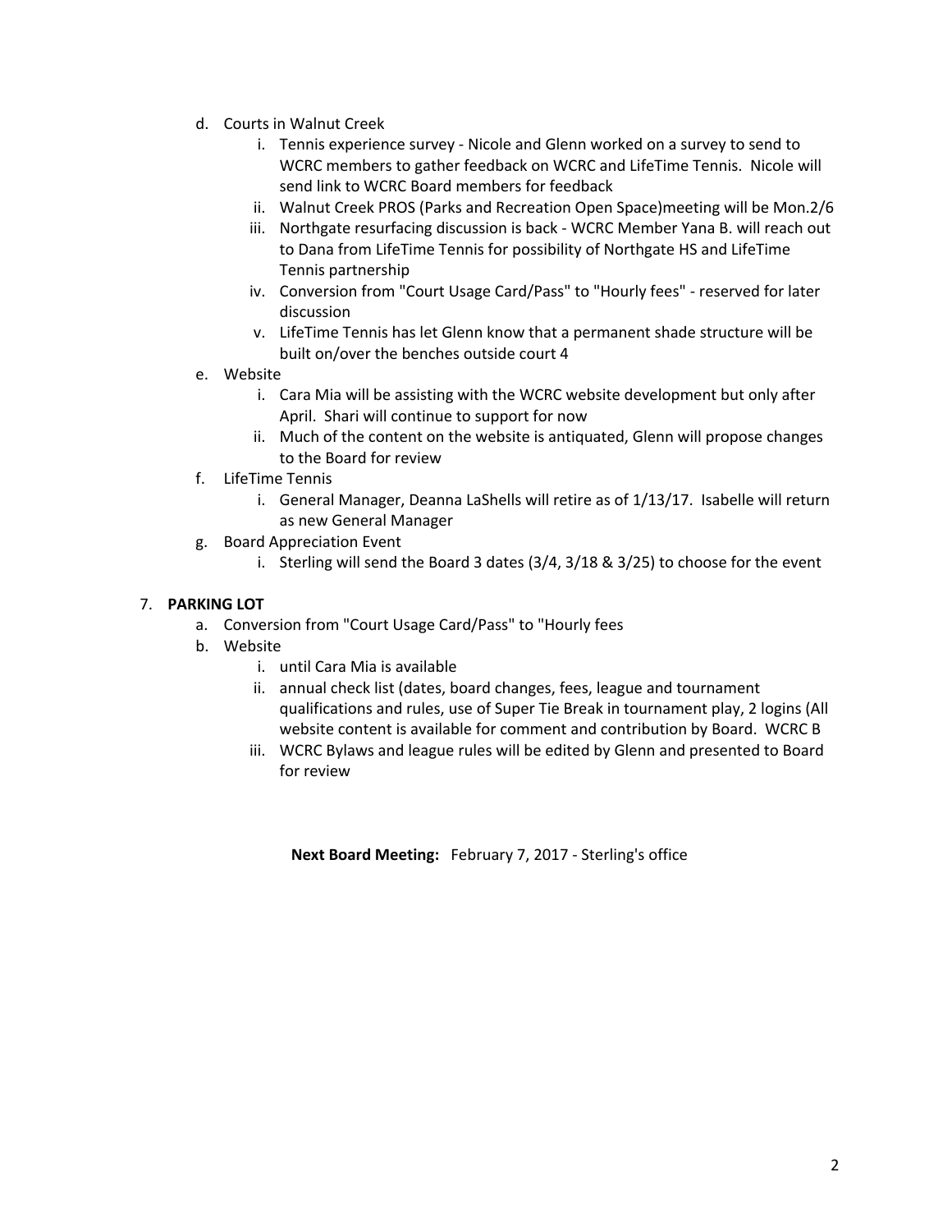d. Courts in Walnut Creek
   i. Tennis experience survey - Nicole and Glenn worked on a survey to send to WCRC members to gather feedback on WCRC and LifeTime Tennis. Nicole will send link to WCRC Board members for feedback
   ii. Walnut Creek PROS (Parks and Recreation Open Space)meeting will be Mon.2/6
   iii. Northgate resurfacing discussion is back - WCRC Member Yana B. will reach out to Dana from LifeTime Tennis for possibility of Northgate HS and LifeTime Tennis partnership
   iv. Conversion from "Court Usage Card/Pass" to "Hourly fees" - reserved for later discussion
   v. LifeTime Tennis has let Glenn know that a permanent shade structure will be built on/over the benches outside court 4

e. Website
   i. Cara Mia will be assisting with the WCRC website development but only after April. Shari will continue to support for now
   ii. Much of the content on the website is antiquated, Glenn will propose changes to the Board for review

f. LifeTime Tennis
   i. General Manager, Deanna LaShells will retire as of 1/13/17. Isabelle will return as new General Manager

g. Board Appreciation Event
   i. Sterling will send the Board 3 dates (3/4, 3/18 & 3/25) to choose for the event

7. **PARKING LOT**
   a. Conversion from "Court Usage Card/Pass" to "Hourly fees
   b. Website
      i. until Cara Mia is available
      ii. annual check list (dates, board changes, fees, league and tournament qualifications and rules, use of Super Tie Break in tournament play, 2 logins (All website content is available for comment and contribution by Board. WCRC B
      iii. WCRC Bylaws and league rules will be edited by Glenn and presented to Board for review

**Next Board Meeting:** February 7, 2017 - Sterling's office